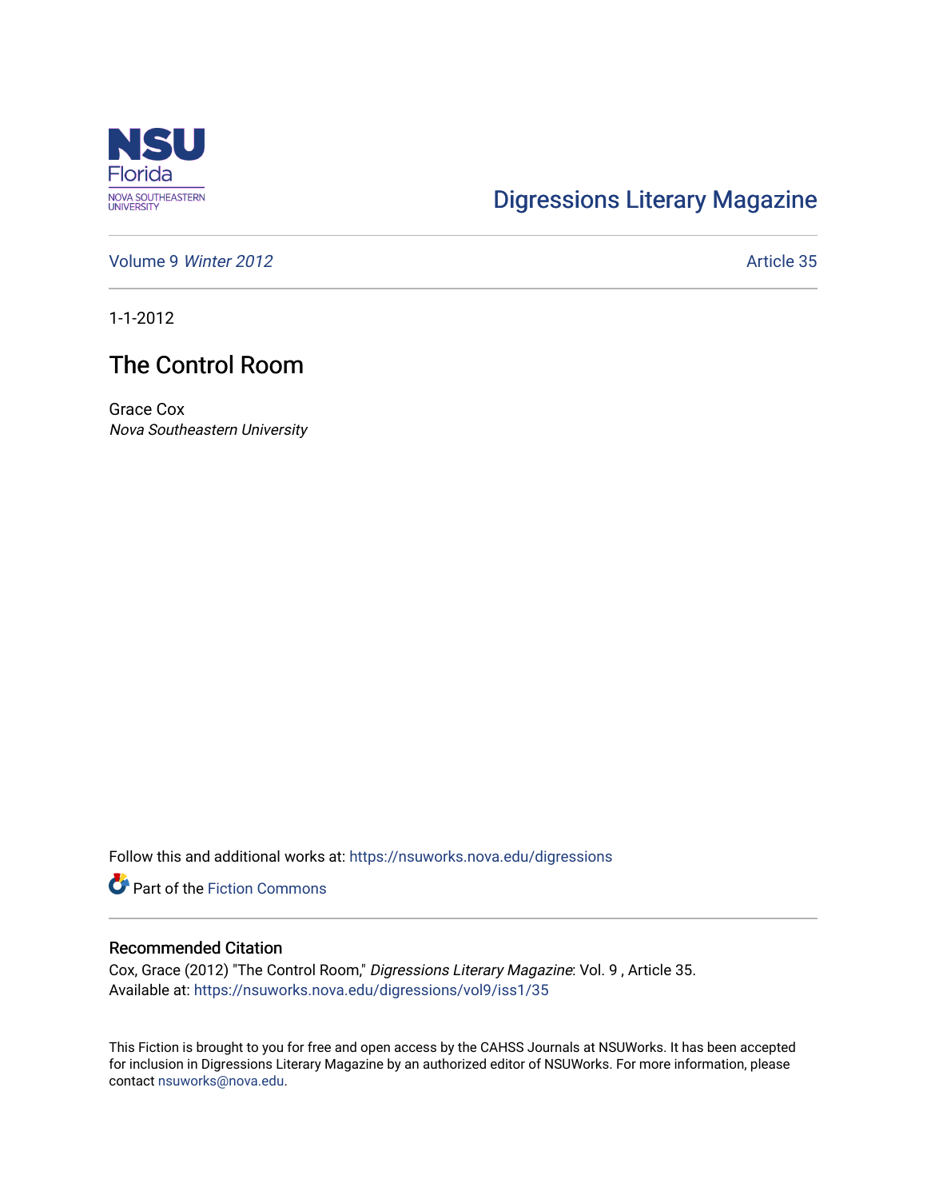NSU Florida
NOVA SOUTHEASTERN UNIVERSITY

Digressions Literary Magazine

Volume 9 *Winter 2012*

Article 35

1-1-2012

# The Control Room

Grace Cox
*Nova Southeastern University*

Follow this and additional works at: https://nsuworks.nova.edu/digressions

Part of the Fiction Commons

## Recommended Citation

Cox, Grace (2012) "The Control Room," *Digressions Literary Magazine*: Vol. 9 , Article 35.
Available at: https://nsuworks.nova.edu/digressions/vol9/iss1/35

This Fiction is brought to you for free and open access by the CAHSS Journals at NSUWorks. It has been accepted for inclusion in Digressions Literary Magazine by an authorized editor of NSUWorks. For more information, please contact nsuworks@nova.edu.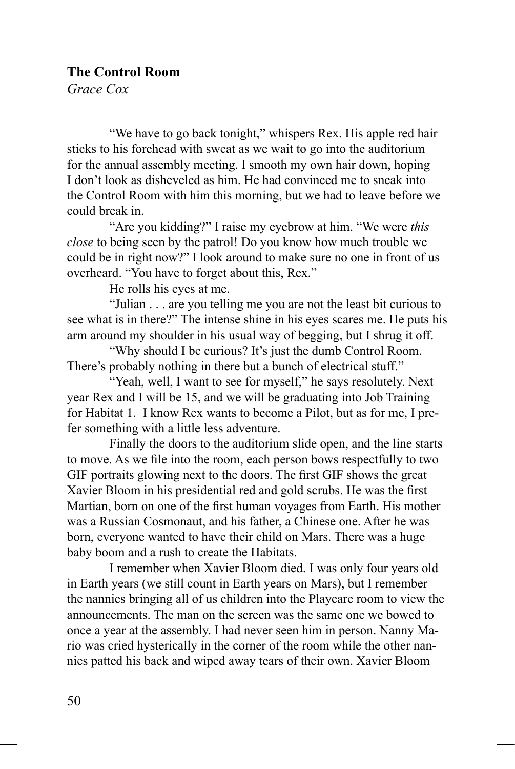**The Control Room**

*Grace Cox*

"We have to go back tonight," whispers Rex. His apple red hair sticks to his forehead with sweat as we wait to go into the auditorium for the annual assembly meeting. I smooth my own hair down, hoping I don't look as disheveled as him. He had convinced me to sneak into the Control Room with him this morning, but we had to leave before we could break in.

"Are you kidding?" I raise my eyebrow at him. "We were *this close* to being seen by the patrol! Do you know how much trouble we could be in right now?" I look around to make sure no one in front of us overheard. "You have to forget about this, Rex."

He rolls his eyes at me.

"Julian . . . are you telling me you are not the least bit curious to see what is in there?" The intense shine in his eyes scares me. He puts his arm around my shoulder in his usual way of begging, but I shrug it off.

"Why should I be curious? It's just the dumb Control Room. There's probably nothing in there but a bunch of electrical stuff."

"Yeah, well, I want to see for myself," he says resolutely. Next year Rex and I will be 15, and we will be graduating into Job Training for Habitat 1. I know Rex wants to become a Pilot, but as for me, I prefer something with a little less adventure.

Finally the doors to the auditorium slide open, and the line starts to move. As we file into the room, each person bows respectfully to two GIF portraits glowing next to the doors. The first GIF shows the great Xavier Bloom in his presidential red and gold scrubs. He was the first Martian, born on one of the first human voyages from Earth. His mother was a Russian Cosmonaut, and his father, a Chinese one. After he was born, everyone wanted to have their child on Mars. There was a huge baby boom and a rush to create the Habitats.

I remember when Xavier Bloom died. I was only four years old in Earth years (we still count in Earth years on Mars), but I remember the nannies bringing all of us children into the Playcare room to view the announcements. The man on the screen was the same one we bowed to once a year at the assembly. I had never seen him in person. Nanny Mario was cried hysterically in the corner of the room while the other nannies patted his back and wiped away tears of their own. Xavier Bloom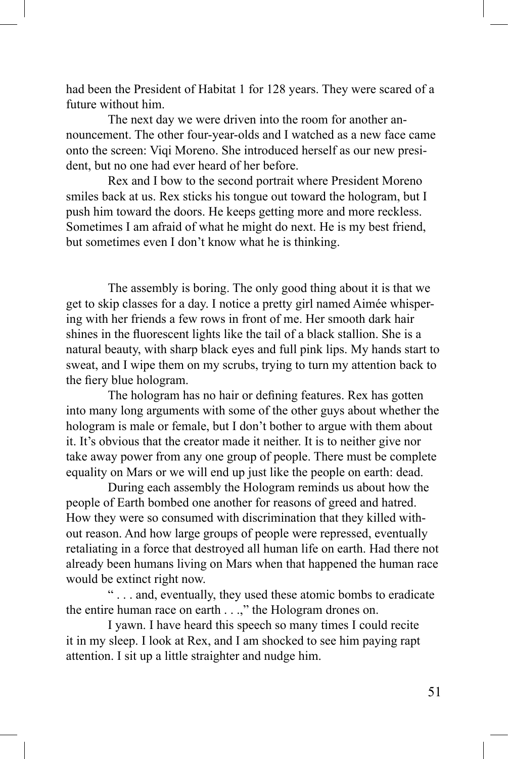had been the President of Habitat 1 for 128 years. They were scared of a future without him.

The next day we were driven into the room for another announcement. The other four-year-olds and I watched as a new face came onto the screen: Viqi Moreno. She introduced herself as our new president, but no one had ever heard of her before.

Rex and I bow to the second portrait where President Moreno smiles back at us. Rex sticks his tongue out toward the hologram, but I push him toward the doors. He keeps getting more and more reckless. Sometimes I am afraid of what he might do next. He is my best friend, but sometimes even I don't know what he is thinking.

The assembly is boring. The only good thing about it is that we get to skip classes for a day. I notice a pretty girl named Aimée whispering with her friends a few rows in front of me. Her smooth dark hair shines in the fluorescent lights like the tail of a black stallion. She is a natural beauty, with sharp black eyes and full pink lips. My hands start to sweat, and I wipe them on my scrubs, trying to turn my attention back to the fiery blue hologram.

The hologram has no hair or defining features. Rex has gotten into many long arguments with some of the other guys about whether the hologram is male or female, but I don't bother to argue with them about it. It's obvious that the creator made it neither. It is to neither give nor take away power from any one group of people. There must be complete equality on Mars or we will end up just like the people on earth: dead.

During each assembly the Hologram reminds us about how the people of Earth bombed one another for reasons of greed and hatred. How they were so consumed with discrimination that they killed without reason. And how large groups of people were repressed, eventually retaliating in a force that destroyed all human life on earth. Had there not already been humans living on Mars when that happened the human race would be extinct right now.

" . . . and, eventually, they used these atomic bombs to eradicate the entire human race on earth . . .," the Hologram drones on.

I yawn. I have heard this speech so many times I could recite it in my sleep. I look at Rex, and I am shocked to see him paying rapt attention. I sit up a little straighter and nudge him.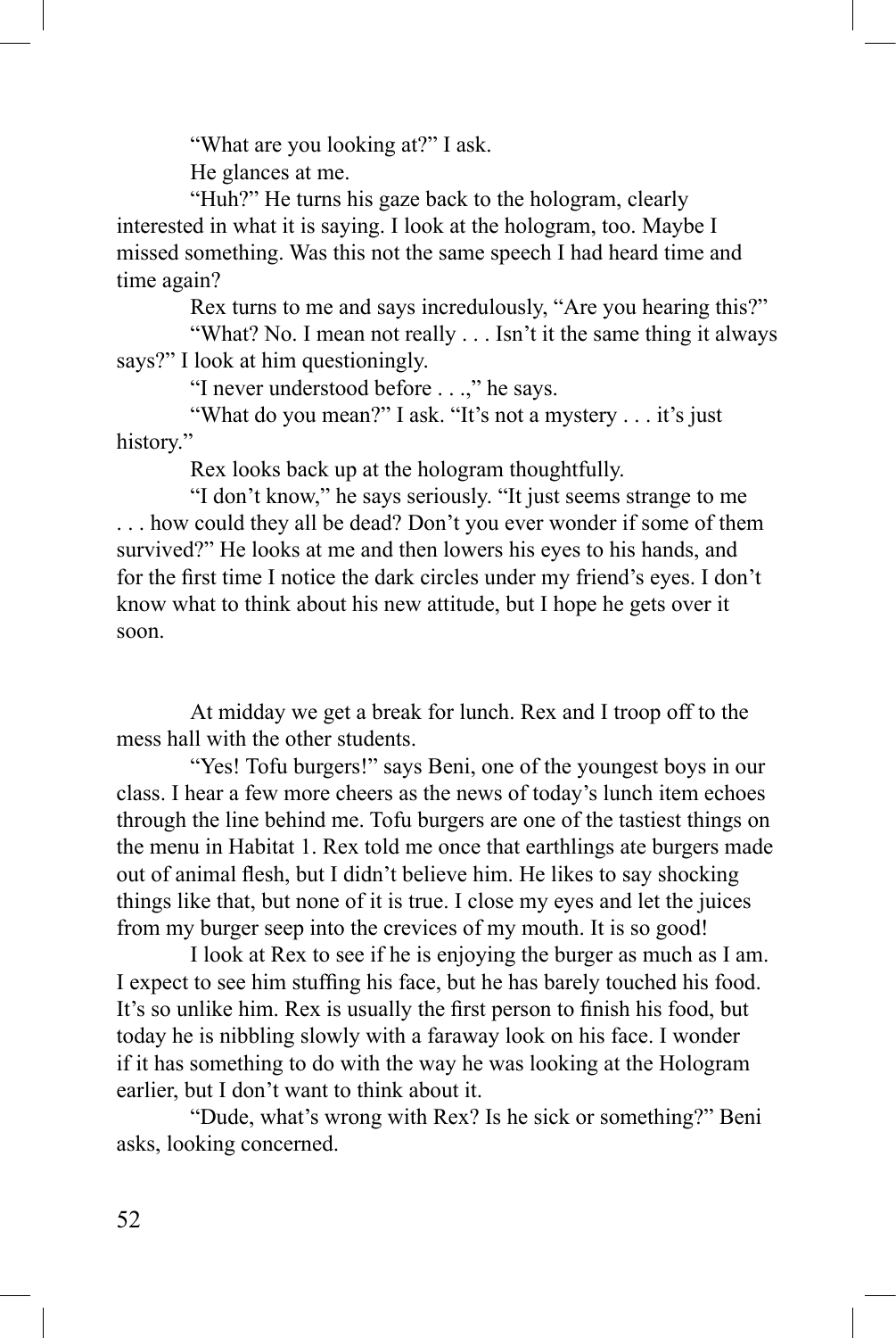"What are you looking at?" I ask.

He glances at me.

"Huh?" He turns his gaze back to the hologram, clearly interested in what it is saying. I look at the hologram, too. Maybe I missed something. Was this not the same speech I had heard time and time again?

Rex turns to me and says incredulously, "Are you hearing this?"

"What? No. I mean not really . . . Isn't it the same thing it always says?" I look at him questioningly.

"I never understood before . . .," he says.

"What do you mean?" I ask. "It's not a mystery . . . it's just history."

Rex looks back up at the hologram thoughtfully.

"I don't know," he says seriously. "It just seems strange to me . . . how could they all be dead? Don't you ever wonder if some of them survived?" He looks at me and then lowers his eyes to his hands, and for the first time I notice the dark circles under my friend's eyes. I don't know what to think about his new attitude, but I hope he gets over it soon.

At midday we get a break for lunch. Rex and I troop off to the mess hall with the other students.

"Yes! Tofu burgers!" says Beni, one of the youngest boys in our class. I hear a few more cheers as the news of today's lunch item echoes through the line behind me. Tofu burgers are one of the tastiest things on the menu in Habitat 1. Rex told me once that earthlings ate burgers made out of animal flesh, but I didn't believe him. He likes to say shocking things like that, but none of it is true. I close my eyes and let the juices from my burger seep into the crevices of my mouth. It is so good!

I look at Rex to see if he is enjoying the burger as much as I am. I expect to see him stuffing his face, but he has barely touched his food. It's so unlike him. Rex is usually the first person to finish his food, but today he is nibbling slowly with a faraway look on his face. I wonder if it has something to do with the way he was looking at the Hologram earlier, but I don't want to think about it.

"Dude, what's wrong with Rex? Is he sick or something?" Beni asks, looking concerned.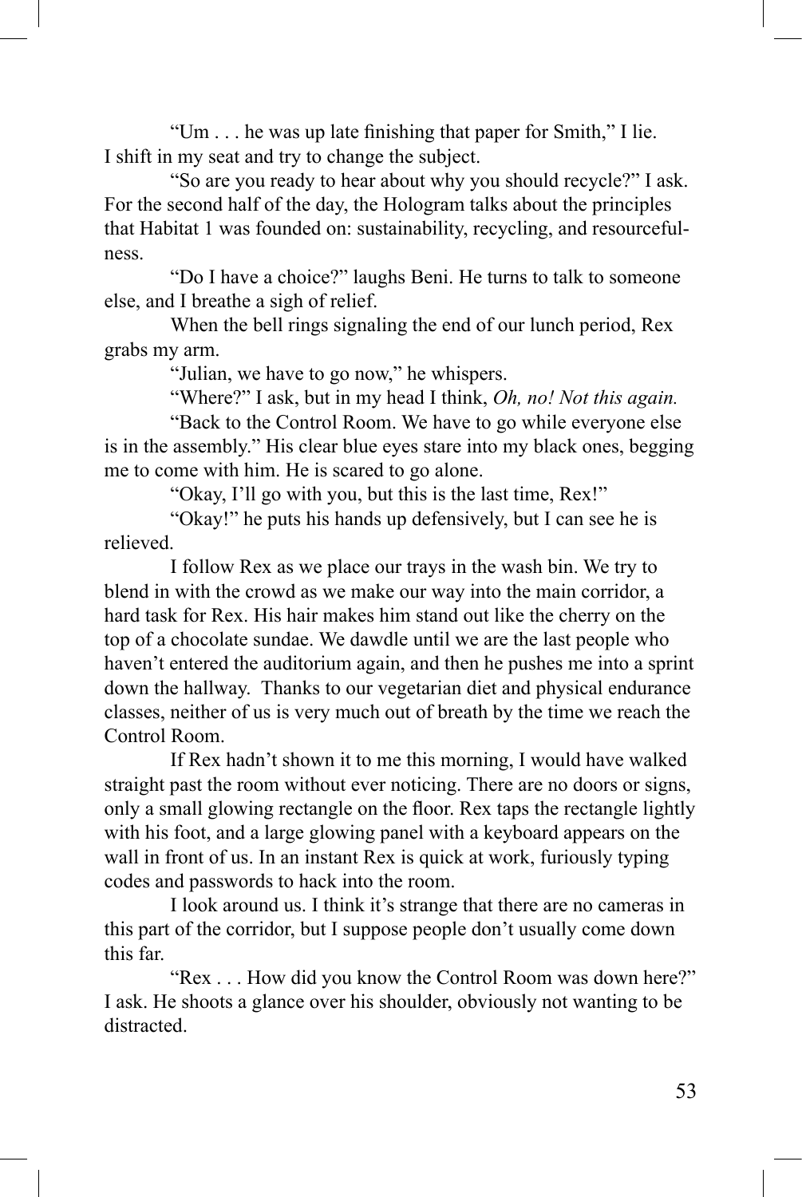"Um . . . he was up late finishing that paper for Smith," I lie. I shift in my seat and try to change the subject.

"So are you ready to hear about why you should recycle?" I ask. For the second half of the day, the Hologram talks about the principles that Habitat 1 was founded on: sustainability, recycling, and resourcefulness.

"Do I have a choice?" laughs Beni. He turns to talk to someone else, and I breathe a sigh of relief.

When the bell rings signaling the end of our lunch period, Rex grabs my arm.

"Julian, we have to go now," he whispers.

"Where?" I ask, but in my head I think, *Oh, no! Not this again.*

"Back to the Control Room. We have to go while everyone else is in the assembly." His clear blue eyes stare into my black ones, begging me to come with him. He is scared to go alone.

"Okay, I'll go with you, but this is the last time, Rex!"

"Okay!" he puts his hands up defensively, but I can see he is relieved.

I follow Rex as we place our trays in the wash bin. We try to blend in with the crowd as we make our way into the main corridor, a hard task for Rex. His hair makes him stand out like the cherry on the top of a chocolate sundae. We dawdle until we are the last people who haven't entered the auditorium again, and then he pushes me into a sprint down the hallway. Thanks to our vegetarian diet and physical endurance classes, neither of us is very much out of breath by the time we reach the Control Room.

If Rex hadn't shown it to me this morning, I would have walked straight past the room without ever noticing. There are no doors or signs, only a small glowing rectangle on the floor. Rex taps the rectangle lightly with his foot, and a large glowing panel with a keyboard appears on the wall in front of us. In an instant Rex is quick at work, furiously typing codes and passwords to hack into the room.

I look around us. I think it's strange that there are no cameras in this part of the corridor, but I suppose people don't usually come down this far.

"Rex . . . How did you know the Control Room was down here?" I ask. He shoots a glance over his shoulder, obviously not wanting to be distracted.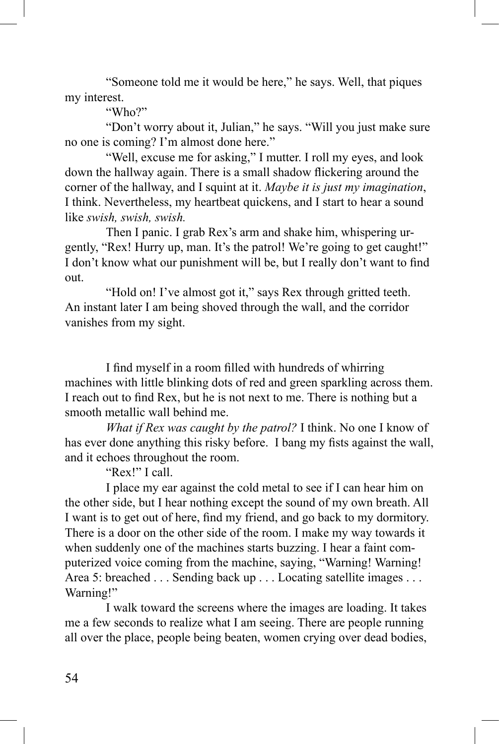"Someone told me it would be here," he says. Well, that piques my interest.

"Who?"

"Don't worry about it, Julian," he says. "Will you just make sure no one is coming? I'm almost done here."

"Well, excuse me for asking," I mutter. I roll my eyes, and look down the hallway again. There is a small shadow flickering around the corner of the hallway, and I squint at it. *Maybe it is just my imagination*, I think. Nevertheless, my heartbeat quickens, and I start to hear a sound like *swish, swish, swish.*

Then I panic. I grab Rex's arm and shake him, whispering urgently, "Rex! Hurry up, man. It's the patrol! We're going to get caught!" I don't know what our punishment will be, but I really don't want to find out.

"Hold on! I've almost got it," says Rex through gritted teeth. An instant later I am being shoved through the wall, and the corridor vanishes from my sight.

I find myself in a room filled with hundreds of whirring machines with little blinking dots of red and green sparkling across them. I reach out to find Rex, but he is not next to me. There is nothing but a smooth metallic wall behind me.

*What if Rex was caught by the patrol?* I think. No one I know of has ever done anything this risky before. I bang my fists against the wall, and it echoes throughout the room.

"Rex!" I call.

I place my ear against the cold metal to see if I can hear him on the other side, but I hear nothing except the sound of my own breath. All I want is to get out of here, find my friend, and go back to my dormitory. There is a door on the other side of the room. I make my way towards it when suddenly one of the machines starts buzzing. I hear a faint computerized voice coming from the machine, saying, "Warning! Warning! Area 5: breached . . . Sending back up . . . Locating satellite images . . . Warning!"

I walk toward the screens where the images are loading. It takes me a few seconds to realize what I am seeing. There are people running all over the place, people being beaten, women crying over dead bodies,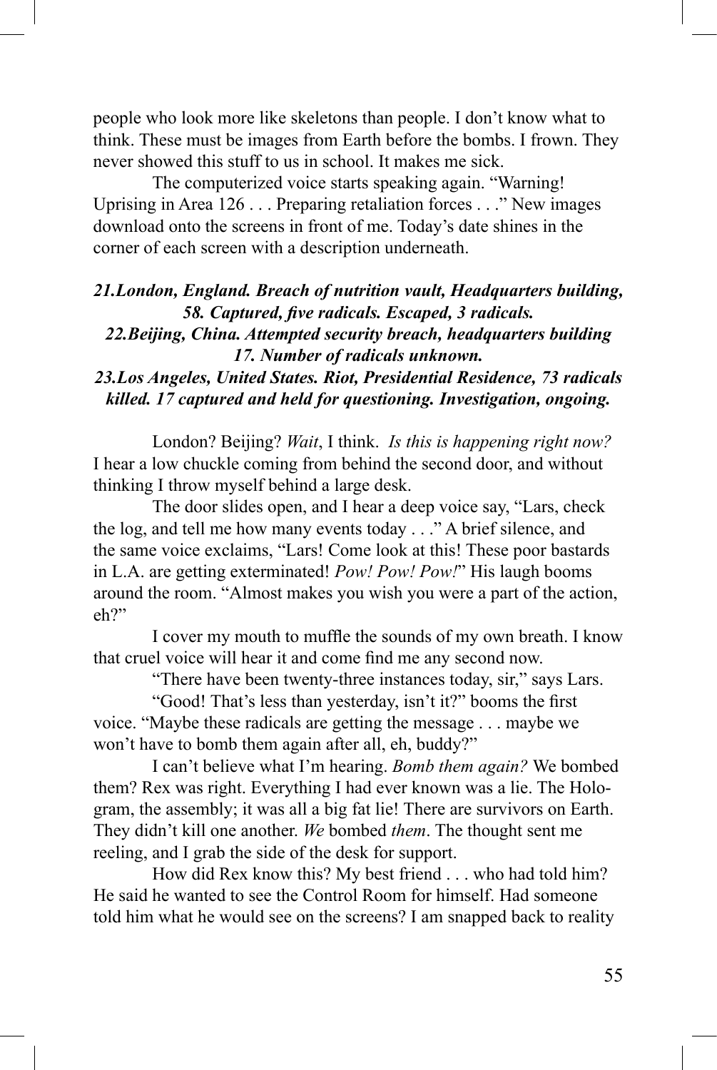people who look more like skeletons than people. I don't know what to think. These must be images from Earth before the bombs. I frown. They never showed this stuff to us in school. It makes me sick.

The computerized voice starts speaking again. "Warning! Uprising in Area 126 . . . Preparing retaliation forces . . ." New images download onto the screens in front of me. Today's date shines in the corner of each screen with a description underneath.

***21.London, England. Breach of nutrition vault, Headquarters building, 58. Captured, five radicals. Escaped, 3 radicals.***
***22.Beijing, China. Attempted security breach, headquarters building 17. Number of radicals unknown.***
***23.Los Angeles, United States. Riot, Presidential Residence, 73 radicals killed. 17 captured and held for questioning. Investigation, ongoing.***

London? Beijing? *Wait*, I think. *Is this is happening right now?* I hear a low chuckle coming from behind the second door, and without thinking I throw myself behind a large desk.

The door slides open, and I hear a deep voice say, "Lars, check the log, and tell me how many events today . . ." A brief silence, and the same voice exclaims, "Lars! Come look at this! These poor bastards in L.A. are getting exterminated! *Pow! Pow! Pow!*" His laugh booms around the room. "Almost makes you wish you were a part of the action, eh?"

I cover my mouth to muffle the sounds of my own breath. I know that cruel voice will hear it and come find me any second now.

"There have been twenty-three instances today, sir," says Lars.

"Good! That's less than yesterday, isn't it?" booms the first voice. "Maybe these radicals are getting the message . . . maybe we won't have to bomb them again after all, eh, buddy?"

I can't believe what I'm hearing. *Bomb them again?* We bombed them? Rex was right. Everything I had ever known was a lie. The Hologram, the assembly; it was all a big fat lie! There are survivors on Earth. They didn't kill one another. *We* bombed *them*. The thought sent me reeling, and I grab the side of the desk for support.

How did Rex know this? My best friend . . . who had told him? He said he wanted to see the Control Room for himself. Had someone told him what he would see on the screens? I am snapped back to reality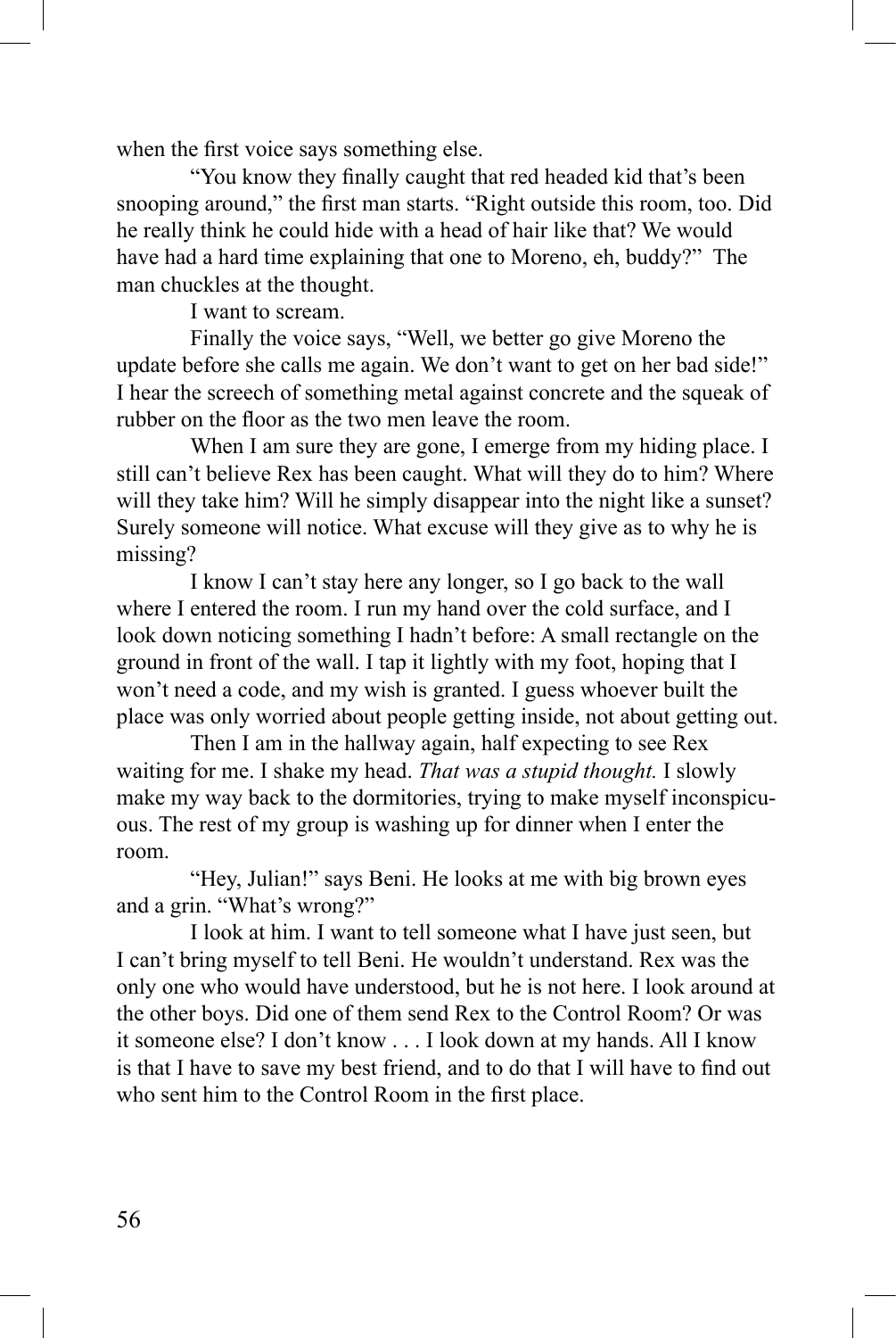when the first voice says something else.

“You know they finally caught that red headed kid that’s been snooping around,” the first man starts. “Right outside this room, too. Did he really think he could hide with a head of hair like that? We would have had a hard time explaining that one to Moreno, eh, buddy?” The man chuckles at the thought.

I want to scream.

Finally the voice says, “Well, we better go give Moreno the update before she calls me again. We don’t want to get on her bad side!” I hear the screech of something metal against concrete and the squeak of rubber on the floor as the two men leave the room.

When I am sure they are gone, I emerge from my hiding place. I still can’t believe Rex has been caught. What will they do to him? Where will they take him? Will he simply disappear into the night like a sunset? Surely someone will notice. What excuse will they give as to why he is missing?

I know I can’t stay here any longer, so I go back to the wall where I entered the room. I run my hand over the cold surface, and I look down noticing something I hadn’t before: A small rectangle on the ground in front of the wall. I tap it lightly with my foot, hoping that I won’t need a code, and my wish is granted. I guess whoever built the place was only worried about people getting inside, not about getting out.

Then I am in the hallway again, half expecting to see Rex waiting for me. I shake my head. *That was a stupid thought.* I slowly make my way back to the dormitories, trying to make myself inconspicuous. The rest of my group is washing up for dinner when I enter the room.

“Hey, Julian!” says Beni. He looks at me with big brown eyes and a grin. “What’s wrong?”

I look at him. I want to tell someone what I have just seen, but I can’t bring myself to tell Beni. He wouldn’t understand. Rex was the only one who would have understood, but he is not here. I look around at the other boys. Did one of them send Rex to the Control Room? Or was it someone else? I don’t know . . . I look down at my hands. All I know is that I have to save my best friend, and to do that I will have to find out who sent him to the Control Room in the first place.